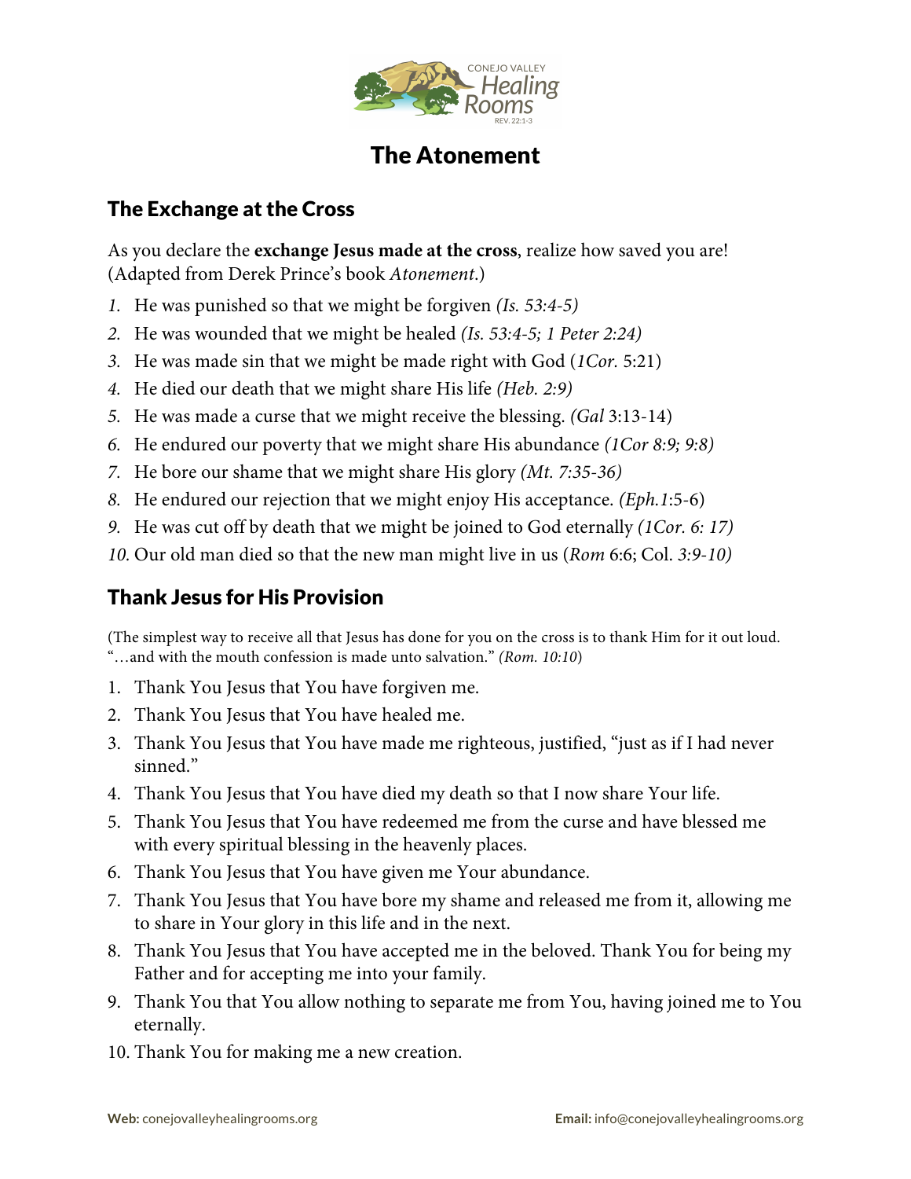# The Atonement

## The Exchange at the Cross

As you declare the **exchange Jesus made at the cross**, realize how saved you are! (Adapted from Derek Prince's book *Atonement*.)

1. He was punished so that we might be forgiven *(Is. 53:4-5)*
2. He was wounded that we might be healed *(Is. 53:4-5; 1 Peter 2:24)*
3. He was made sin that we might be made right with God (*1Cor.* 5:21)
4. He died our death that we might share His life *(Heb. 2:9)*
5. He was made a curse that we might receive the blessing. *(Gal* 3:13-14)
6. He endured our poverty that we might share His abundance *(1Cor 8:9; 9:8)*
7. He bore our shame that we might share His glory *(Mt. 7:35-36)*
8. He endured our rejection that we might enjoy His acceptance. *(Eph.1*:5-6)
9. He was cut off by death that we might be joined to God eternally *(1Cor. 6: 17)*
10. Our old man died so that the new man might live in us (*Rom* 6:6; Col. *3:9-10)*

## Thank Jesus for His Provision

(The simplest way to receive all that Jesus has done for you on the cross is to thank Him for it out loud. "…and with the mouth confession is made unto salvation." *(Rom. 10:10*)

1. Thank You Jesus that You have forgiven me.
2. Thank You Jesus that You have healed me.
3. Thank You Jesus that You have made me righteous, justified, "just as if I had never sinned."
4. Thank You Jesus that You have died my death so that I now share Your life.
5. Thank You Jesus that You have redeemed me from the curse and have blessed me with every spiritual blessing in the heavenly places.
6. Thank You Jesus that You have given me Your abundance.
7. Thank You Jesus that You have bore my shame and released me from it, allowing me to share in Your glory in this life and in the next.
8. Thank You Jesus that You have accepted me in the beloved. Thank You for being my Father and for accepting me into your family.
9. Thank You that You allow nothing to separate me from You, having joined me to You eternally.
10. Thank You for making me a new creation.

**Web:** conejovalleyhealingrooms.org **Email:** info@conejovalleyhealingrooms.org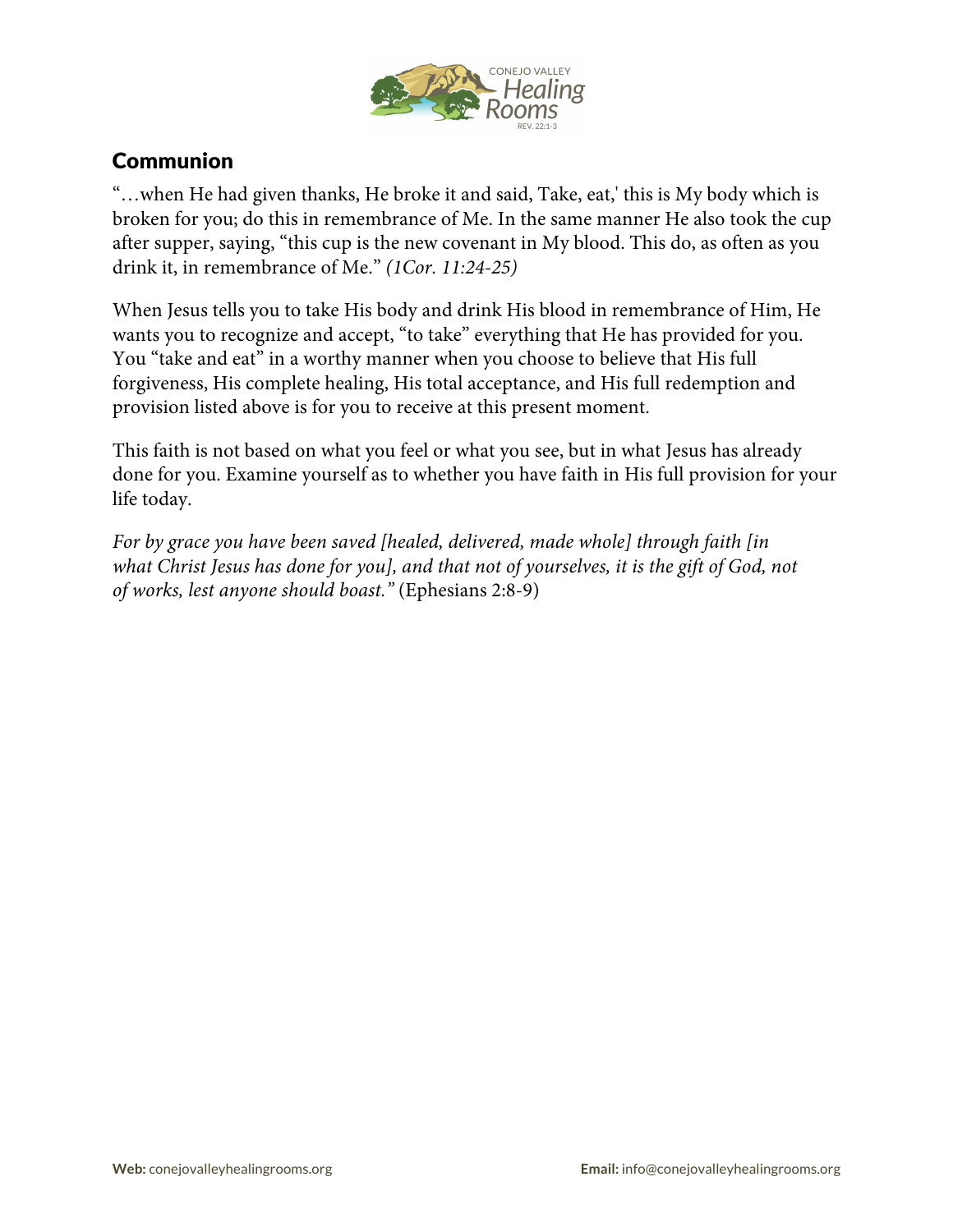## Communion

"…when He had given thanks, He broke it and said, Take, eat,' this is My body which is broken for you; do this in remembrance of Me. In the same manner He also took the cup after supper, saying, "this cup is the new covenant in My blood. This do, as often as you drink it, in remembrance of Me." *(1Cor. 11:24-25)*

When Jesus tells you to take His body and drink His blood in remembrance of Him, He wants you to recognize and accept, "to take" everything that He has provided for you. You "take and eat" in a worthy manner when you choose to believe that His full forgiveness, His complete healing, His total acceptance, and His full redemption and provision listed above is for you to receive at this present moment.

This faith is not based on what you feel or what you see, but in what Jesus has already done for you. Examine yourself as to whether you have faith in His full provision for your life today.

*For by grace you have been saved [healed, delivered, made whole] through faith [in what Christ Jesus has done for you], and that not of yourselves, it is the gift of God, not of works, lest anyone should boast."* (Ephesians 2:8-9)